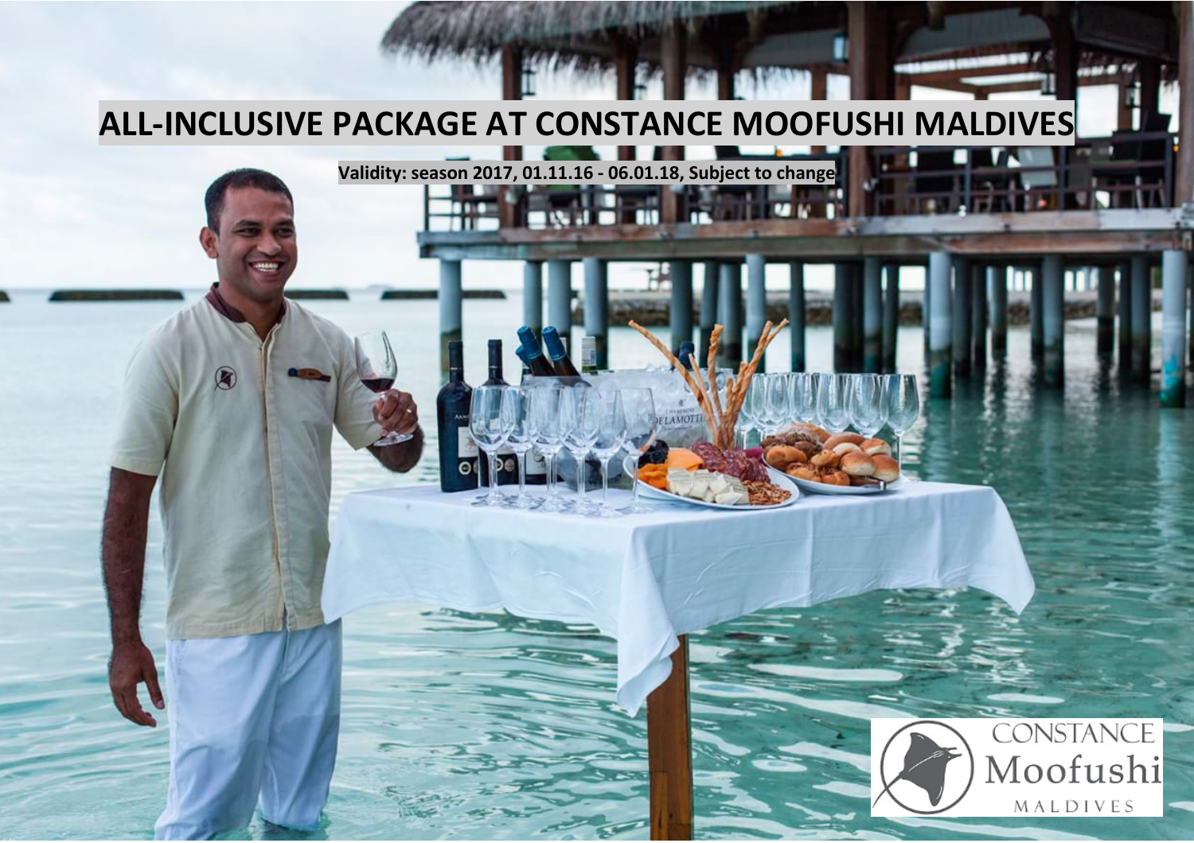# ALL-INCLUSIVE PACKAGE AT CONSTANCE MOOFUSHI MALDIVES

**Validity: season 2017, 01.11.16 - 06.01.18, Subject to change**

CONSTANCE Moofushi MALDIVES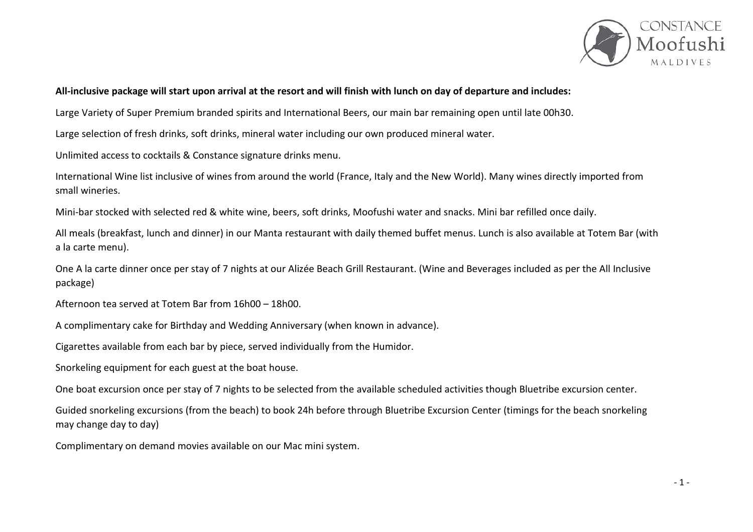**All-inclusive package will start upon arrival at the resort and will finish with lunch on day of departure and includes:**

Large Variety of Super Premium branded spirits and International Beers, our main bar remaining open until late 00h30.

Large selection of fresh drinks, soft drinks, mineral water including our own produced mineral water.

Unlimited access to cocktails & Constance signature drinks menu.

International Wine list inclusive of wines from around the world (France, Italy and the New World). Many wines directly imported from small wineries.

Mini-bar stocked with selected red & white wine, beers, soft drinks, Moofushi water and snacks. Mini bar refilled once daily.

All meals (breakfast, lunch and dinner) in our Manta restaurant with daily themed buffet menus. Lunch is also available at Totem Bar (with a la carte menu).

One A la carte dinner once per stay of 7 nights at our Alizée Beach Grill Restaurant. (Wine and Beverages included as per the All Inclusive package)

Afternoon tea served at Totem Bar from 16h00 – 18h00.

A complimentary cake for Birthday and Wedding Anniversary (when known in advance).

Cigarettes available from each bar by piece, served individually from the Humidor.

Snorkeling equipment for each guest at the boat house.

One boat excursion once per stay of 7 nights to be selected from the available scheduled activities though Bluetribe excursion center.

Guided snorkeling excursions (from the beach) to book 24h before through Bluetribe Excursion Center (timings for the beach snorkeling may change day to day)

Complimentary on demand movies available on our Mac mini system.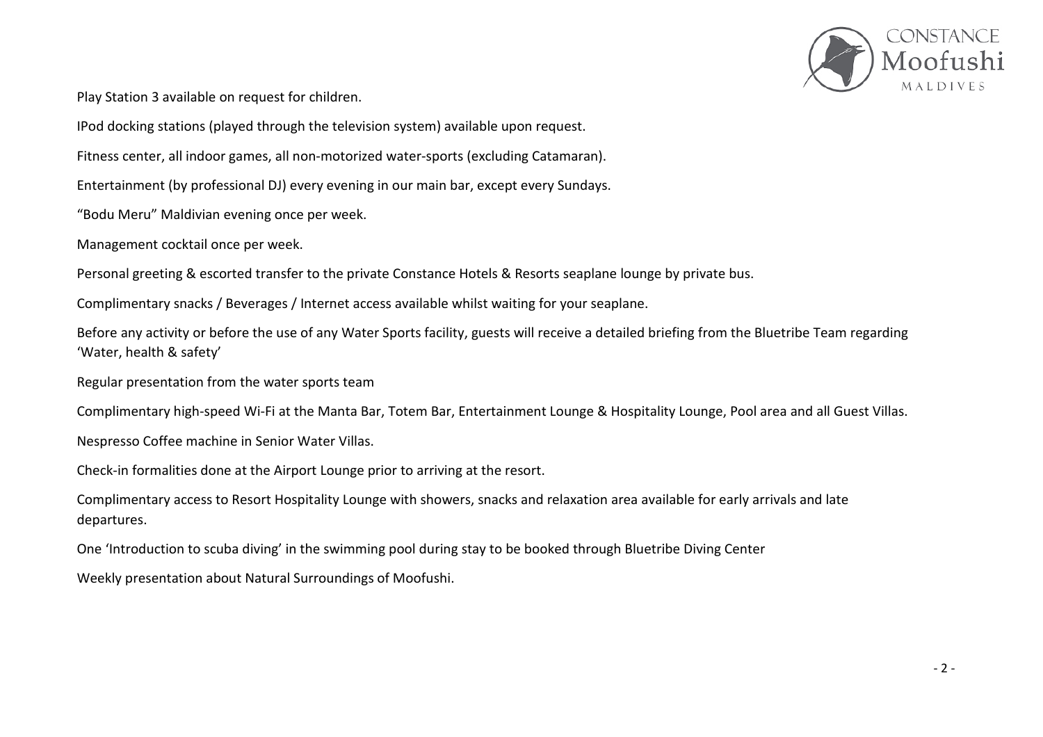Play Station 3 available on request for children.

IPod docking stations (played through the television system) available upon request.

Fitness center, all indoor games, all non-motorized water-sports (excluding Catamaran).

Entertainment (by professional DJ) every evening in our main bar, except every Sundays.

"Bodu Meru" Maldivian evening once per week.

Management cocktail once per week.

Personal greeting & escorted transfer to the private Constance Hotels & Resorts seaplane lounge by private bus.

Complimentary snacks / Beverages / Internet access available whilst waiting for your seaplane.

Before any activity or before the use of any Water Sports facility, guests will receive a detailed briefing from the Bluetribe Team regarding 'Water, health & safety'

Regular presentation from the water sports team

Complimentary high-speed Wi-Fi at the Manta Bar, Totem Bar, Entertainment Lounge & Hospitality Lounge, Pool area and all Guest Villas.

Nespresso Coffee machine in Senior Water Villas.

Check-in formalities done at the Airport Lounge prior to arriving at the resort.

Complimentary access to Resort Hospitality Lounge with showers, snacks and relaxation area available for early arrivals and late departures.

One 'Introduction to scuba diving' in the swimming pool during stay to be booked through Bluetribe Diving Center

Weekly presentation about Natural Surroundings of Moofushi.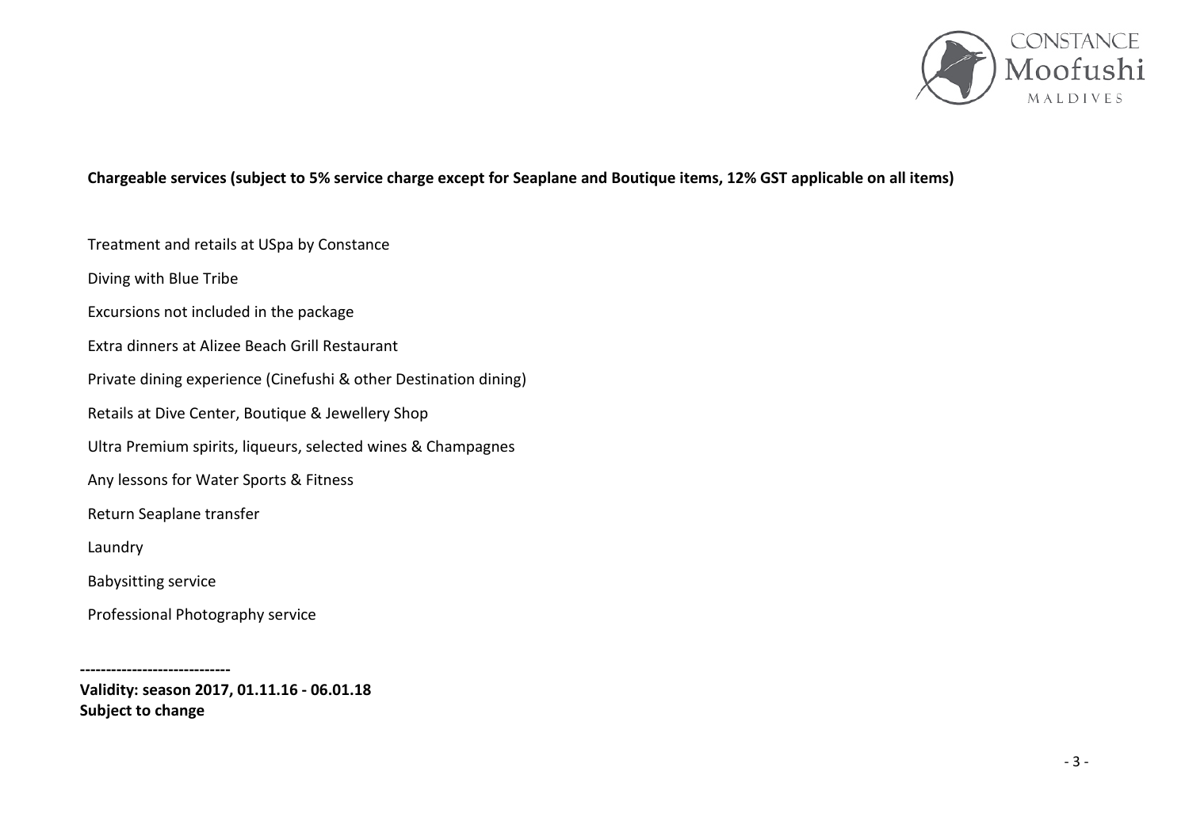**Chargeable services (subject to 5% service charge except for Seaplane and Boutique items, 12% GST applicable on all items)**

Treatment and retails at USpa by Constance

Diving with Blue Tribe

Excursions not included in the package

Extra dinners at Alizee Beach Grill Restaurant

Private dining experience (Cinefushi & other Destination dining)

Retails at Dive Center, Boutique & Jewellery Shop

Ultra Premium spirits, liqueurs, selected wines & Champagnes

Any lessons for Water Sports & Fitness

Return Seaplane transfer

Laundry

Babysitting service

Professional Photography service

----------------------------

**Validity: season 2017, 01.11.16 - 06.01.18**
**Subject to change**